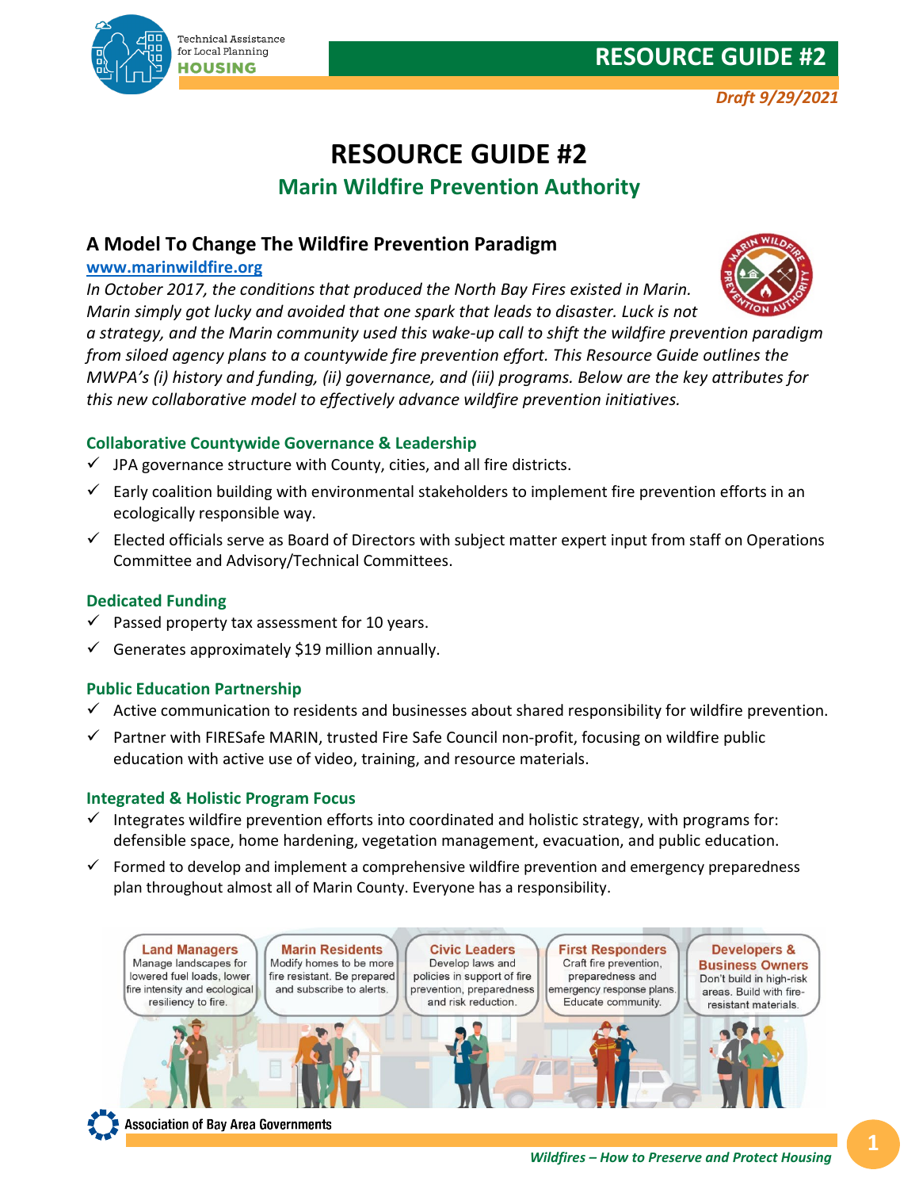# RESOURCE GUIDE #2

## Marin Wildfire Prevention Authority

### A Model To Change The Wildfire Prevention Paradigm

[www.marinwildfire.org](http://www.marinwildfire.org)

*In October 2017, the conditions that produced the North Bay Fires existed in Marin. Marin simply got lucky and avoided that one spark that leads to disaster. Luck is not a strategy, and the Marin community used this wake-up call to shift the wildfire prevention paradigm from siloed agency plans to a countywide fire prevention effort. This Resource Guide outlines the MWPA's (i) history and funding, (ii) governance, and (iii) programs. Below are the key attributes for this new collaborative model to effectively advance wildfire prevention initiatives.*

#### Collaborative Countywide Governance & Leadership

- ✓ JPA governance structure with County, cities, and all fire districts.
- ✓ Early coalition building with environmental stakeholders to implement fire prevention efforts in an ecologically responsible way.
- ✓ Elected officials serve as Board of Directors with subject matter expert input from staff on Operations Committee and Advisory/Technical Committees.

#### Dedicated Funding

- ✓ Passed property tax assessment for 10 years.
- ✓ Generates approximately $19 million annually.

#### Public Education Partnership

- ✓ Active communication to residents and businesses about shared responsibility for wildfire prevention.
- ✓ Partner with FIRESafe MARIN, trusted Fire Safe Council non-profit, focusing on wildfire public education with active use of video, training, and resource materials.

#### Integrated & Holistic Program Focus

- ✓ Integrates wildfire prevention efforts into coordinated and holistic strategy, with programs for: defensible space, home hardening, vegetation management, evacuation, and public education.
- ✓ Formed to develop and implement a comprehensive wildfire prevention and emergency preparedness plan throughout almost all of Marin County. Everyone has a responsibility.

**Land Managers**
Manage landscapes for lowered fuel loads, lower fire intensity and ecological resiliency to fire.

**Marin Residents**
Modify homes to be more fire resistant. Be prepared and subscribe to alerts.

**Civic Leaders**
Develop laws and policies in support of fire prevention, preparedness and risk reduction.

**First Responders**
Craft fire prevention, preparedness and emergency response plans. Educate community.

**Developers & Business Owners**
Don't build in high-risk areas. Build with fire-resistant materials.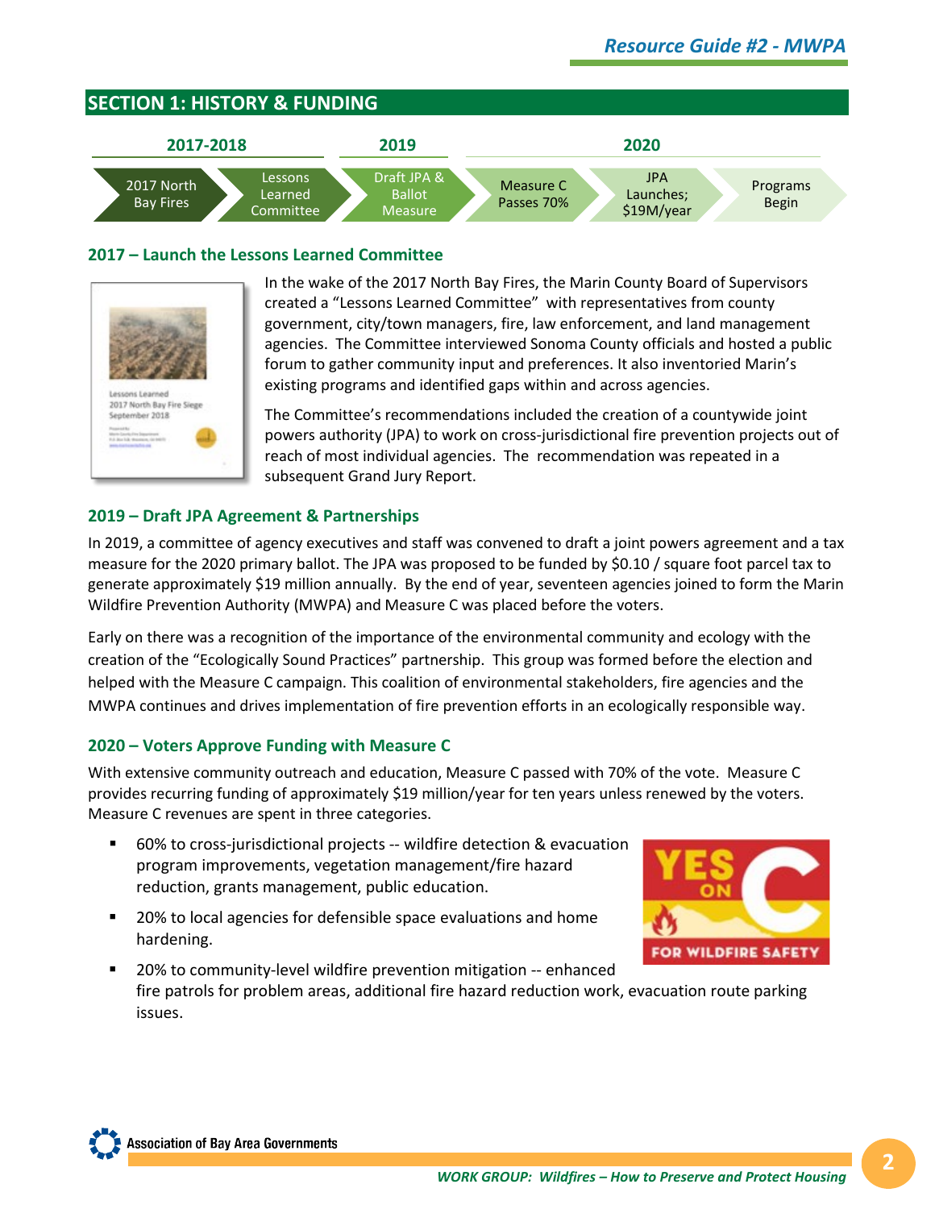## SECTION 1: HISTORY & FUNDING

| 2017-2018 | | 2019 | 2020 | | |
|---|---|---|---|---|---|
| 2017 North Bay Fires | Lessons Learned Committee | Draft JPA & Ballot Measure | Measure C Passes 70% | JPA Launches; $19M/year | Programs Begin |

### 2017 – Launch the Lessons Learned Committee

In the wake of the 2017 North Bay Fires, the Marin County Board of Supervisors created a "Lessons Learned Committee" with representatives from county government, city/town managers, fire, law enforcement, and land management agencies. The Committee interviewed Sonoma County officials and hosted a public forum to gather community input and preferences. It also inventoried Marin's existing programs and identified gaps within and across agencies.

The Committee's recommendations included the creation of a countywide joint powers authority (JPA) to work on cross-jurisdictional fire prevention projects out of reach of most individual agencies. The recommendation was repeated in a subsequent Grand Jury Report.

### 2019 – Draft JPA Agreement & Partnerships

In 2019, a committee of agency executives and staff was convened to draft a joint powers agreement and a tax measure for the 2020 primary ballot. The JPA was proposed to be funded by $0.10 / square foot parcel tax to generate approximately $19 million annually. By the end of year, seventeen agencies joined to form the Marin Wildfire Prevention Authority (MWPA) and Measure C was placed before the voters.

Early on there was a recognition of the importance of the environmental community and ecology with the creation of the "Ecologically Sound Practices" partnership. This group was formed before the election and helped with the Measure C campaign. This coalition of environmental stakeholders, fire agencies and the MWPA continues and drives implementation of fire prevention efforts in an ecologically responsible way.

### 2020 – Voters Approve Funding with Measure C

With extensive community outreach and education, Measure C passed with 70% of the vote. Measure C provides recurring funding of approximately $19 million/year for ten years unless renewed by the voters. Measure C revenues are spent in three categories.

- 60% to cross-jurisdictional projects -- wildfire detection & evacuation program improvements, vegetation management/fire hazard reduction, grants management, public education.
- 20% to local agencies for defensible space evaluations and home hardening.
- 20% to community-level wildfire prevention mitigation -- enhanced fire patrols for problem areas, additional fire hazard reduction work, evacuation route parking issues.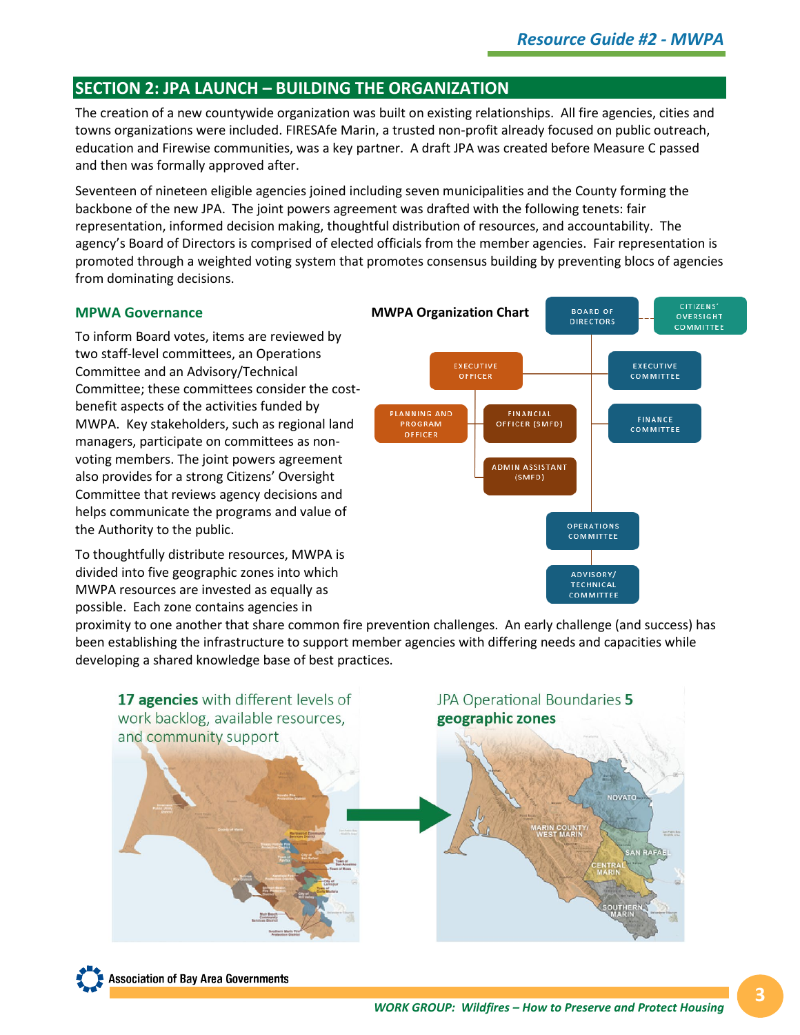## SECTION 2: JPA LAUNCH – BUILDING THE ORGANIZATION

The creation of a new countywide organization was built on existing relationships. All fire agencies, cities and towns organizations were included. FIRESAfe Marin, a trusted non-profit already focused on public outreach, education and Firewise communities, was a key partner. A draft JPA was created before Measure C passed and then was formally approved after.

Seventeen of nineteen eligible agencies joined including seven municipalities and the County forming the backbone of the new JPA. The joint powers agreement was drafted with the following tenets: fair representation, informed decision making, thoughtful distribution of resources, and accountability. The agency's Board of Directors is comprised of elected officials from the member agencies. Fair representation is promoted through a weighted voting system that promotes consensus building by preventing blocs of agencies from dominating decisions.

### MPWA Governance

To inform Board votes, items are reviewed by two staff-level committees, an Operations Committee and an Advisory/Technical Committee; these committees consider the cost-benefit aspects of the activities funded by MWPA. Key stakeholders, such as regional land managers, participate on committees as non-voting members. The joint powers agreement also provides for a strong Citizens' Oversight Committee that reviews agency decisions and helps communicate the programs and value of the Authority to the public.

**MWPA Organization Chart**

- Board of Directors
  - Citizens' Oversight Committee
  - Executive Officer
    - Planning and Program Officer
    - Financial Officer (SMFD)
    - Admin Assistant (SMFD)
  - Executive Committee
  - Finance Committee
  - Operations Committee
  - Advisory/Technical Committee

To thoughtfully distribute resources, MWPA is divided into five geographic zones into which MWPA resources are invested as equally as possible. Each zone contains agencies in proximity to one another that share common fire prevention challenges. An early challenge (and success) has been establishing the infrastructure to support member agencies with differing needs and capacities while developing a shared knowledge base of best practices.

**17 agencies** with different levels of work backlog, available resources, and community support

JPA Operational Boundaries **5 geographic zones**

Novato; Marin County/West Marin; San Rafael; Central Marin; Southern Marin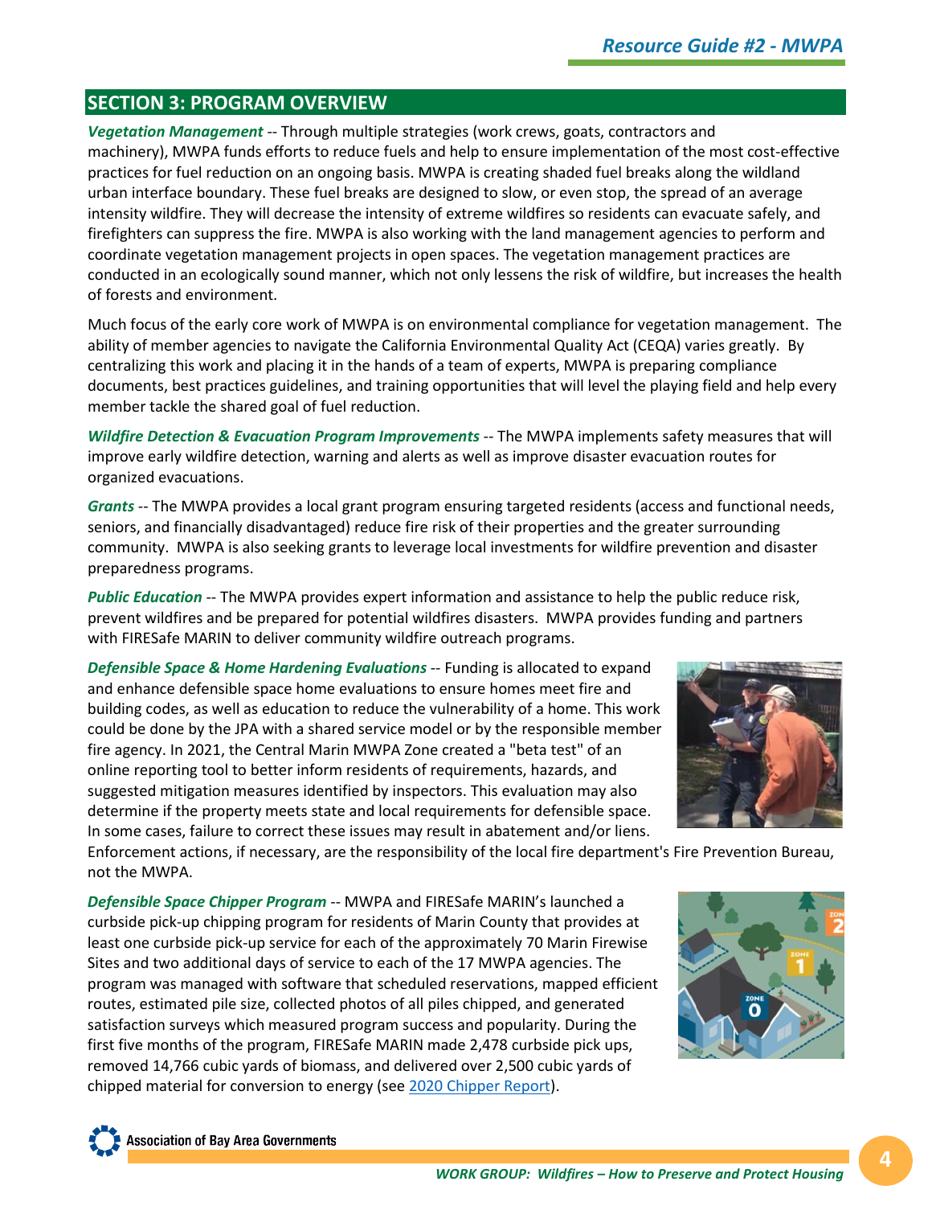## SECTION 3: PROGRAM OVERVIEW

***Vegetation Management*** -- Through multiple strategies (work crews, goats, contractors and machinery), MWPA funds efforts to reduce fuels and help to ensure implementation of the most cost-effective practices for fuel reduction on an ongoing basis. MWPA is creating shaded fuel breaks along the wildland urban interface boundary. These fuel breaks are designed to slow, or even stop, the spread of an average intensity wildfire. They will decrease the intensity of extreme wildfires so residents can evacuate safely, and firefighters can suppress the fire. MWPA is also working with the land management agencies to perform and coordinate vegetation management projects in open spaces. The vegetation management practices are conducted in an ecologically sound manner, which not only lessens the risk of wildfire, but increases the health of forests and environment.

Much focus of the early core work of MWPA is on environmental compliance for vegetation management. The ability of member agencies to navigate the California Environmental Quality Act (CEQA) varies greatly. By centralizing this work and placing it in the hands of a team of experts, MWPA is preparing compliance documents, best practices guidelines, and training opportunities that will level the playing field and help every member tackle the shared goal of fuel reduction.

***Wildfire Detection & Evacuation Program Improvements*** -- The MWPA implements safety measures that will improve early wildfire detection, warning and alerts as well as improve disaster evacuation routes for organized evacuations.

***Grants*** -- The MWPA provides a local grant program ensuring targeted residents (access and functional needs, seniors, and financially disadvantaged) reduce fire risk of their properties and the greater surrounding community. MWPA is also seeking grants to leverage local investments for wildfire prevention and disaster preparedness programs.

***Public Education*** -- The MWPA provides expert information and assistance to help the public reduce risk, prevent wildfires and be prepared for potential wildfires disasters. MWPA provides funding and partners with FIRESafe MARIN to deliver community wildfire outreach programs.

***Defensible Space & Home Hardening Evaluations*** -- Funding is allocated to expand and enhance defensible space home evaluations to ensure homes meet fire and building codes, as well as education to reduce the vulnerability of a home. This work could be done by the JPA with a shared service model or by the responsible member fire agency. In 2021, the Central Marin MWPA Zone created a "beta test" of an online reporting tool to better inform residents of requirements, hazards, and suggested mitigation measures identified by inspectors. This evaluation may also determine if the property meets state and local requirements for defensible space. In some cases, failure to correct these issues may result in abatement and/or liens. Enforcement actions, if necessary, are the responsibility of the local fire department's Fire Prevention Bureau, not the MWPA.

***Defensible Space Chipper Program*** -- MWPA and FIRESafe MARIN's launched a curbside pick-up chipping program for residents of Marin County that provides at least one curbside pick-up service for each of the approximately 70 Marin Firewise Sites and two additional days of service to each of the 17 MWPA agencies. The program was managed with software that scheduled reservations, mapped efficient routes, estimated pile size, collected photos of all piles chipped, and generated satisfaction surveys which measured program success and popularity. During the first five months of the program, FIRESafe MARIN made 2,478 curbside pick ups, removed 14,766 cubic yards of biomass, and delivered over 2,500 cubic yards of chipped material for conversion to energy (see [2020 Chipper Report]).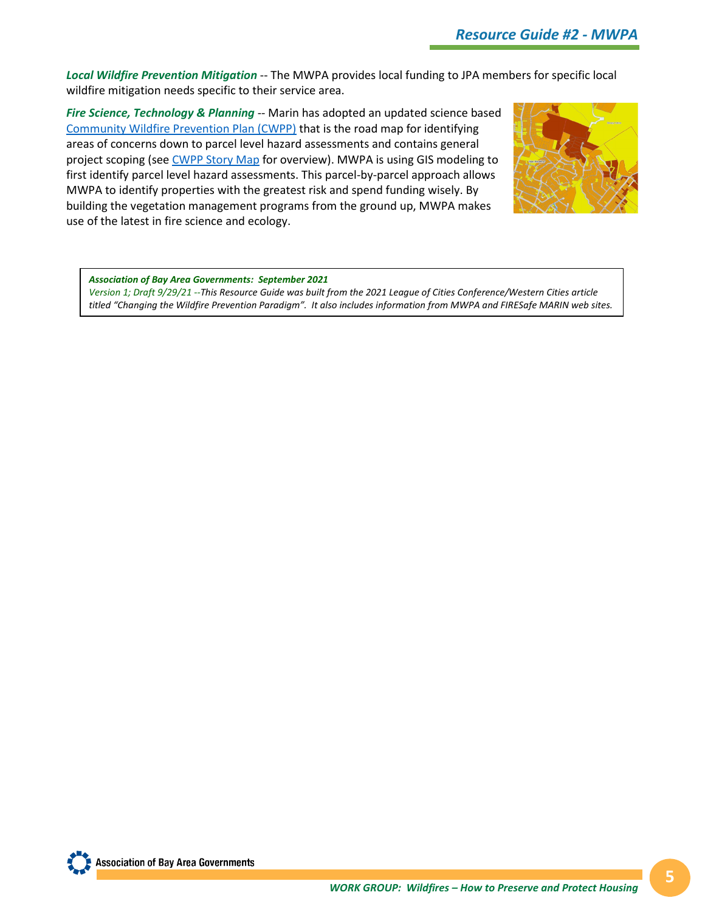***Local Wildfire Prevention Mitigation*** -- The MWPA provides local funding to JPA members for specific local wildfire mitigation needs specific to their service area.

***Fire Science, Technology & Planning*** -- Marin has adopted an updated science based [Community Wildfire Prevention Plan (CWPP)]() that is the road map for identifying areas of concerns down to parcel level hazard assessments and contains general project scoping (see [CWPP Story Map]() for overview). MWPA is using GIS modeling to first identify parcel level hazard assessments. This parcel-by-parcel approach allows MWPA to identify properties with the greatest risk and spend funding wisely. By building the vegetation management programs from the ground up, MWPA makes use of the latest in fire science and ecology.

***Association of Bay Area Governments: September 2021***
*Version 1; Draft 9/29/21 --This Resource Guide was built from the 2021 League of Cities Conference/Western Cities article titled "Changing the Wildfire Prevention Paradigm". It also includes information from MWPA and FIRESafe MARIN web sites.*